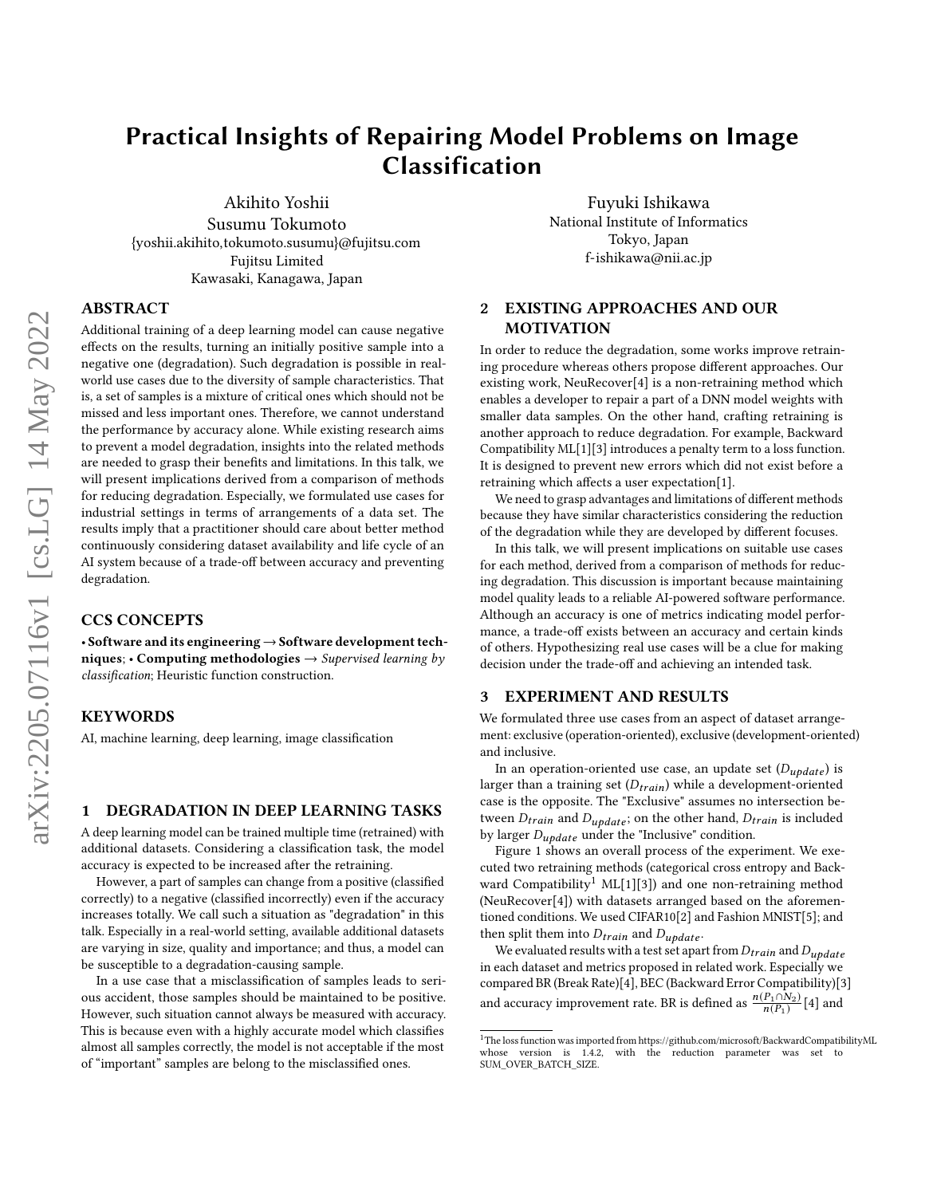# Practical Insights of Repairing Model Problems on Image Classification

Akihito Yoshii
Susumu Tokumoto
{yoshii.akihito,tokumoto.susumu}@fujitsu.com
Fujitsu Limited
Kawasaki, Kanagawa, Japan

Fuyuki Ishikawa
National Institute of Informatics
Tokyo, Japan
f-ishikawa@nii.ac.jp

## ABSTRACT

Additional training of a deep learning model can cause negative effects on the results, turning an initially positive sample into a negative one (degradation). Such degradation is possible in real-world use cases due to the diversity of sample characteristics. That is, a set of samples is a mixture of critical ones which should not be missed and less important ones. Therefore, we cannot understand the performance by accuracy alone. While existing research aims to prevent a model degradation, insights into the related methods are needed to grasp their benefits and limitations. In this talk, we will present implications derived from a comparison of methods for reducing degradation. Especially, we formulated use cases for industrial settings in terms of arrangements of a data set. The results imply that a practitioner should care about better method continuously considering dataset availability and life cycle of an AI system because of a trade-off between accuracy and preventing degradation.

## CCS CONCEPTS

• **Software and its engineering** → **Software development techniques**; • **Computing methodologies** → *Supervised learning by classification*; Heuristic function construction.

## KEYWORDS

AI, machine learning, deep learning, image classification

## 1 DEGRADATION IN DEEP LEARNING TASKS

A deep learning model can be trained multiple time (retrained) with additional datasets. Considering a classification task, the model accuracy is expected to be increased after the retraining.

However, a part of samples can change from a positive (classified correctly) to a negative (classified incorrectly) even if the accuracy increases totally. We call such a situation as "degradation" in this talk. Especially in a real-world setting, available additional datasets are varying in size, quality and importance; and thus, a model can be susceptible to a degradation-causing sample.

In a use case that a misclassification of samples leads to serious accident, those samples should be maintained to be positive. However, such situation cannot always be measured with accuracy. This is because even with a highly accurate model which classifies almost all samples correctly, the model is not acceptable if the most of "important" samples are belong to the misclassified ones.

## 2 EXISTING APPROACHES AND OUR MOTIVATION

In order to reduce the degradation, some works improve retraining procedure whereas others propose different approaches. Our existing work, NeuRecover[4] is a non-retraining method which enables a developer to repair a part of a DNN model weights with smaller data samples. On the other hand, crafting retraining is another approach to reduce degradation. For example, Backward Compatibility ML[1][3] introduces a penalty term to a loss function. It is designed to prevent new errors which did not exist before a retraining which affects a user expectation[1].

We need to grasp advantages and limitations of different methods because they have similar characteristics considering the reduction of the degradation while they are developed by different focuses.

In this talk, we will present implications on suitable use cases for each method, derived from a comparison of methods for reducing degradation. This discussion is important because maintaining model quality leads to a reliable AI-powered software performance. Although an accuracy is one of metrics indicating model performance, a trade-off exists between an accuracy and certain kinds of others. Hypothesizing real use cases will be a clue for making decision under the trade-off and achieving an intended task.

## 3 EXPERIMENT AND RESULTS

We formulated three use cases from an aspect of dataset arrangement: exclusive (operation-oriented), exclusive (development-oriented) and inclusive.

In an operation-oriented use case, an update set ($D_{update}$) is larger than a training set ($D_{train}$) while a development-oriented case is the opposite. The "Exclusive" assumes no intersection between $D_{train}$ and $D_{update}$; on the other hand, $D_{train}$ is included by larger $D_{update}$ under the "Inclusive" condition.

Figure 1 shows an overall process of the experiment. We executed two retraining methods (categorical cross entropy and Backward Compatibility[1] ML[1][3]) and one non-retraining method (NeuRecover[4]) with datasets arranged based on the aforementioned conditions. We used CIFAR10[2] and Fashion MNIST[5]; and then split them into $D_{train}$ and $D_{update}$.

We evaluated results with a test set apart from $D_{train}$ and $D_{update}$ in each dataset and metrics proposed in related work. Especially we compared BR (Break Rate)[4], BEC (Backward Error Compatibility)[3] and accuracy improvement rate. BR is defined as $\frac{n(P_1 \cap N_2)}{n(P_1)}$ [4] and

[1]The loss function was imported from https://github.com/microsoft/BackwardCompatibilityML whose version is 1.4.2, with the reduction parameter was set to SUM_OVER_BATCH_SIZE.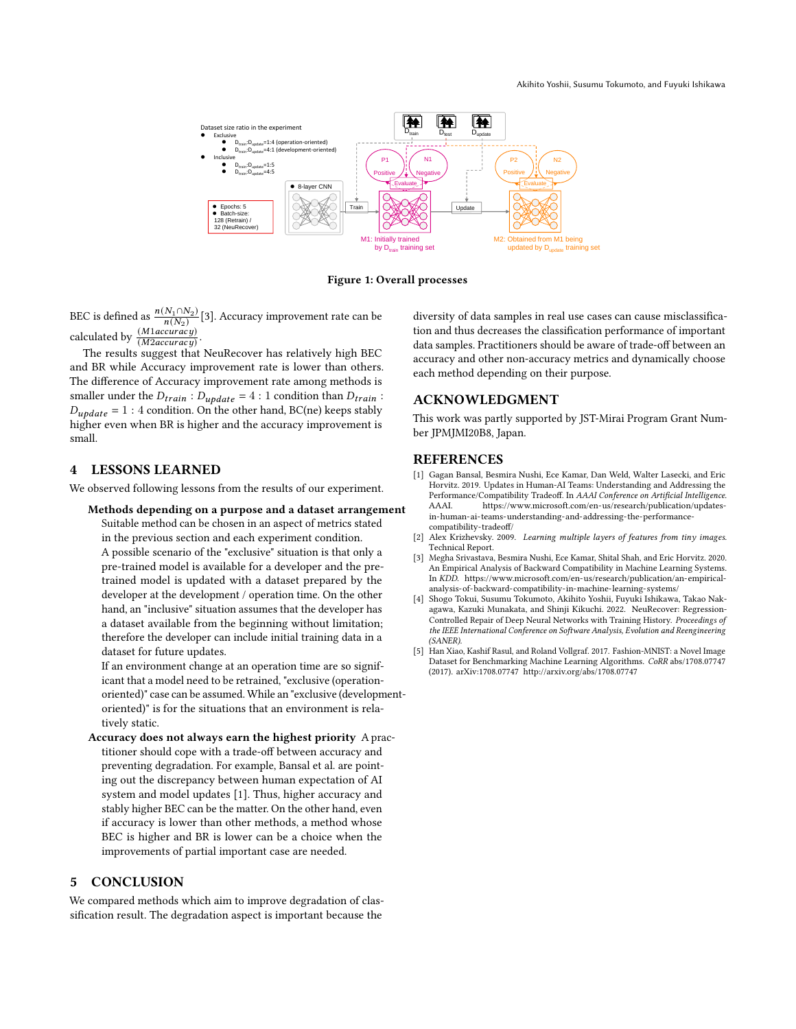Dataset size ratio in the experiment

- Exclusive
  - $D_{train}$:$D_{update}$=1:4 (operation-oriented)
  - $D_{train}$:$D_{update}$=4:1 (development-oriented)
- Inclusive
  - $D_{train}$:$D_{update}$=1:5
  - $D_{train}$:$D_{update}$=4:5

- Epochs: 5
- Batch-size: 128 (Retrain) / 32 (NeuRecover)

- 8-layer CNN

$D_{train}$ $D_{test}$ $D_{update}$

P1 Positive N1 Negative Evaluate

Train

M1: Initially trained by $D_{train}$ training set

Update

P2 Positive N2 Negative Evaluate

M2: Obtained from M1 being updated by $D_{update}$ training set

**Figure 1: Overall processes**

BEC is defined as $\frac{n(N_1 \cap N_2)}{n(N_2)}$ [3]. Accuracy improvement rate can be calculated by $\frac{(M1accuracy)}{(M2accuracy)}$.

The results suggest that NeuRecover has relatively high BEC and BR while Accuracy improvement rate is lower than others. The difference of Accuracy improvement rate among methods is smaller under the $D_{train} : D_{update} = 4 : 1$ condition than $D_{train} : D_{update} = 1 : 4$ condition. On the other hand, BC(ne) keeps stably higher even when BR is higher and the accuracy improvement is small.

## 4 LESSONS LEARNED

We observed following lessons from the results of our experiment.

**Methods depending on a purpose and a dataset arrangement** Suitable method can be chosen in an aspect of metrics stated in the previous section and each experiment condition.

A possible scenario of the "exclusive" situation is that only a pre-trained model is available for a developer and the pre-trained model is updated with a dataset prepared by the developer at the development / operation time. On the other hand, an "inclusive" situation assumes that the developer has a dataset available from the beginning without limitation; therefore the developer can include initial training data in a dataset for future updates.

If an environment change at an operation time are so significant that a model need to be retrained, "exclusive (operation-oriented)" case can be assumed. While an "exclusive (development-oriented)" is for the situations that an environment is relatively static.

**Accuracy does not always earn the highest priority** A practitioner should cope with a trade-off between accuracy and preventing degradation. For example, Bansal et al. are pointing out the discrepancy between human expectation of AI system and model updates [1]. Thus, higher accuracy and stably higher BEC can be the matter. On the other hand, even if accuracy is lower than other methods, a method whose BEC is higher and BR is lower can be a choice when the improvements of partial important case are needed.

## 5 CONCLUSION

We compared methods which aim to improve degradation of classification result. The degradation aspect is important because the diversity of data samples in real use cases can cause misclassification and thus decreases the classification performance of important data samples. Practitioners should be aware of trade-off between an accuracy and other non-accuracy metrics and dynamically choose each method depending on their purpose.

## ACKNOWLEDGMENT

This work was partly supported by JST-Mirai Program Grant Number JPMJMI20B8, Japan.

## REFERENCES

[1] Gagan Bansal, Besmira Nushi, Ece Kamar, Dan Weld, Walter Lasecki, and Eric Horvitz. 2019. Updates in Human-AI Teams: Understanding and Addressing the Performance/Compatibility Tradeoff. In *AAAI Conference on Artificial Intelligence*. AAAI. https://www.microsoft.com/en-us/research/publication/updates-in-human-ai-teams-understanding-and-addressing-the-performance-compatibility-tradeoff/

[2] Alex Krizhevsky. 2009. *Learning multiple layers of features from tiny images*. Technical Report.

[3] Megha Srivastava, Besmira Nushi, Ece Kamar, Shital Shah, and Eric Horvitz. 2020. An Empirical Analysis of Backward Compatibility in Machine Learning Systems. In *KDD*. https://www.microsoft.com/en-us/research/publication/an-empirical-analysis-of-backward-compatibility-in-machine-learning-systems/

[4] Shogo Tokui, Susumu Tokumoto, Akihito Yoshii, Fuyuki Ishikawa, Takao Nakagawa, Kazuki Munakata, and Shinji Kikuchi. 2022. NeuRecover: Regression-Controlled Repair of Deep Neural Networks with Training History. *Proceedings of the IEEE International Conference on Software Analysis, Evolution and Reengineering (SANER)*.

[5] Han Xiao, Kashif Rasul, and Roland Vollgraf. 2017. Fashion-MNIST: a Novel Image Dataset for Benchmarking Machine Learning Algorithms. *CoRR* abs/1708.07747 (2017). arXiv:1708.07747 http://arxiv.org/abs/1708.07747